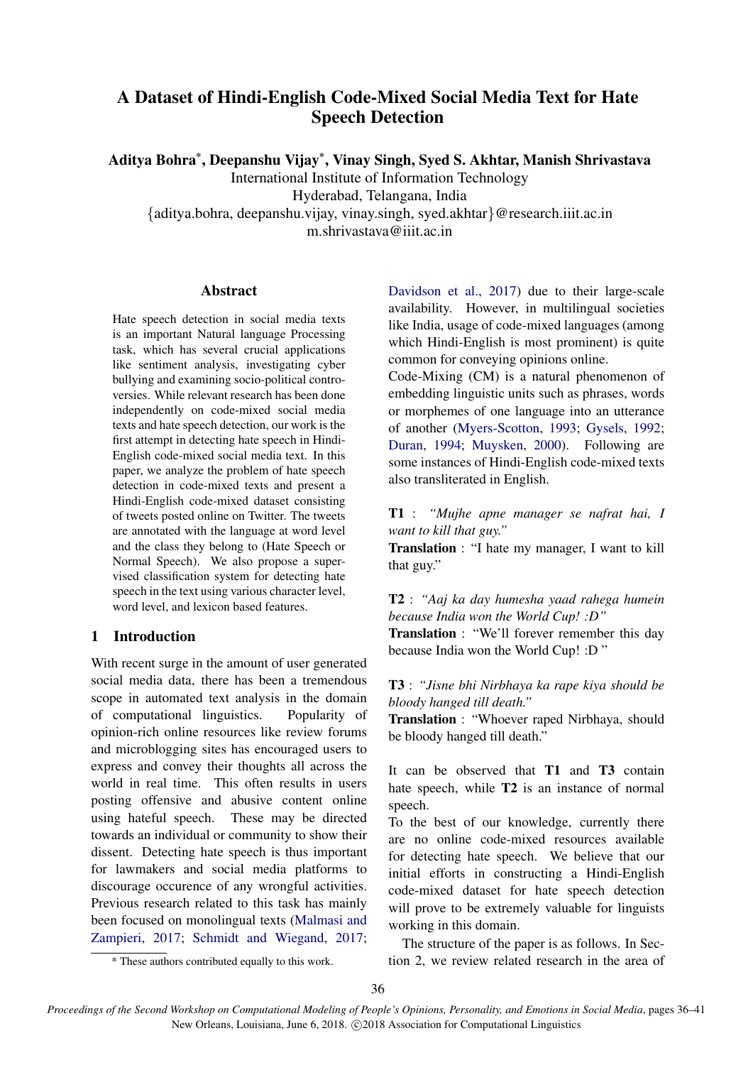# A Dataset of Hindi-English Code-Mixed Social Media Text for Hate Speech Detection

**Aditya Bohra[\*], Deepanshu Vijay[\*], Vinay Singh, Syed S. Akhtar, Manish Shrivastava**

International Institute of Information Technology
Hyderabad, Telangana, India
{aditya.bohra, deepanshu.vijay, vinay.singh, syed.akhtar}@research.iiit.ac.in
m.shrivastava@iiit.ac.in

## Abstract

Hate speech detection in social media texts is an important Natural language Processing task, which has several crucial applications like sentiment analysis, investigating cyber bullying and examining socio-political controversies. While relevant research has been done independently on code-mixed social media texts and hate speech detection, our work is the first attempt in detecting hate speech in Hindi-English code-mixed social media text. In this paper, we analyze the problem of hate speech detection in code-mixed texts and present a Hindi-English code-mixed dataset consisting of tweets posted online on Twitter. The tweets are annotated with the language at word level and the class they belong to (Hate Speech or Normal Speech). We also propose a supervised classification system for detecting hate speech in the text using various character level, word level, and lexicon based features.

## 1 Introduction

With recent surge in the amount of user generated social media data, there has been a tremendous scope in automated text analysis in the domain of computational linguistics. Popularity of opinion-rich online resources like review forums and microblogging sites has encouraged users to express and convey their thoughts all across the world in real time. This often results in users posting offensive and abusive content online using hateful speech. These may be directed towards an individual or community to show their dissent. Detecting hate speech is thus important for lawmakers and social media platforms to discourage occurence of any wrongful activities. Previous research related to this task has mainly been focused on monolingual texts (Malmasi and Zampieri, 2017; Schmidt and Wiegand, 2017; Davidson et al., 2017) due to their large-scale availability. However, in multilingual societies like India, usage of code-mixed languages (among which Hindi-English is most prominent) is quite common for conveying opinions online.

Code-Mixing (CM) is a natural phenomenon of embedding linguistic units such as phrases, words or morphemes of one language into an utterance of another (Myers-Scotton, 1993; Gysels, 1992; Duran, 1994; Muysken, 2000). Following are some instances of Hindi-English code-mixed texts also transliterated in English.

**T1** : *"Mujhe apne manager se nafrat hai, I want to kill that guy."*
**Translation** : "I hate my manager, I want to kill that guy."

**T2** : *"Aaj ka day humesha yaad rahega humein because India won the World Cup! :D"*
**Translation** : "We'll forever remember this day because India won the World Cup! :D "

**T3** : *"Jisne bhi Nirbhaya ka rape kiya should be bloody hanged till death."*
**Translation** : "Whoever raped Nirbhaya, should be bloody hanged till death."

It can be observed that **T1** and **T3** contain hate speech, while **T2** is an instance of normal speech.

To the best of our knowledge, currently there are no online code-mixed resources available for detecting hate speech. We believe that our initial efforts in constructing a Hindi-English code-mixed dataset for hate speech detection will prove to be extremely valuable for linguists working in this domain.

The structure of the paper is as follows. In Section 2, we review related research in the area of

[\*] These authors contributed equally to this work.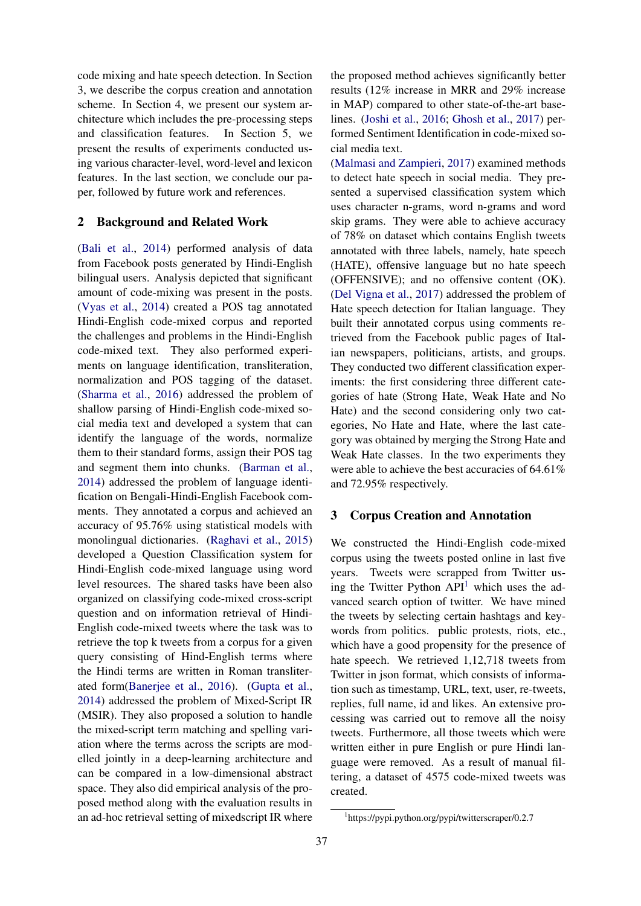code mixing and hate speech detection. In Section 3, we describe the corpus creation and annotation scheme. In Section 4, we present our system architecture which includes the pre-processing steps and classification features. In Section 5, we present the results of experiments conducted using various character-level, word-level and lexicon features. In the last section, we conclude our paper, followed by future work and references.

## 2 Background and Related Work

(Bali et al., 2014) performed analysis of data from Facebook posts generated by Hindi-English bilingual users. Analysis depicted that significant amount of code-mixing was present in the posts. (Vyas et al., 2014) created a POS tag annotated Hindi-English code-mixed corpus and reported the challenges and problems in the Hindi-English code-mixed text. They also performed experiments on language identification, transliteration, normalization and POS tagging of the dataset. (Sharma et al., 2016) addressed the problem of shallow parsing of Hindi-English code-mixed social media text and developed a system that can identify the language of the words, normalize them to their standard forms, assign their POS tag and segment them into chunks. (Barman et al., 2014) addressed the problem of language identification on Bengali-Hindi-English Facebook comments. They annotated a corpus and achieved an accuracy of 95.76% using statistical models with monolingual dictionaries. (Raghavi et al., 2015) developed a Question Classification system for Hindi-English code-mixed language using word level resources. The shared tasks have been also organized on classifying code-mixed cross-script question and on information retrieval of Hindi-English code-mixed tweets where the task was to retrieve the top k tweets from a corpus for a given query consisting of Hind-English terms where the Hindi terms are written in Roman transliterated form(Banerjee et al., 2016). (Gupta et al., 2014) addressed the problem of Mixed-Script IR (MSIR). They also proposed a solution to handle the mixed-script term matching and spelling variation where the terms across the scripts are modelled jointly in a deep-learning architecture and can be compared in a low-dimensional abstract space. They also did empirical analysis of the proposed method along with the evaluation results in an ad-hoc retrieval setting of mixedscript IR where the proposed method achieves significantly better results (12% increase in MRR and 29% increase in MAP) compared to other state-of-the-art baselines. (Joshi et al., 2016; Ghosh et al., 2017) performed Sentiment Identification in code-mixed social media text.

(Malmasi and Zampieri, 2017) examined methods to detect hate speech in social media. They presented a supervised classification system which uses character n-grams, word n-grams and word skip grams. They were able to achieve accuracy of 78% on dataset which contains English tweets annotated with three labels, namely, hate speech (HATE), offensive language but no hate speech (OFFENSIVE); and no offensive content (OK). (Del Vigna et al., 2017) addressed the problem of Hate speech detection for Italian language. They built their annotated corpus using comments retrieved from the Facebook public pages of Italian newspapers, politicians, artists, and groups. They conducted two different classification experiments: the first considering three different categories of hate (Strong Hate, Weak Hate and No Hate) and the second considering only two categories, No Hate and Hate, where the last category was obtained by merging the Strong Hate and Weak Hate classes. In the two experiments they were able to achieve the best accuracies of 64.61% and 72.95% respectively.

## 3 Corpus Creation and Annotation

We constructed the Hindi-English code-mixed corpus using the tweets posted online in last five years. Tweets were scrapped from Twitter using the Twitter Python API[1] which uses the advanced search option of twitter. We have mined the tweets by selecting certain hashtags and keywords from politics. public protests, riots, etc., which have a good propensity for the presence of hate speech. We retrieved 1,12,718 tweets from Twitter in json format, which consists of information such as timestamp, URL, text, user, re-tweets, replies, full name, id and likes. An extensive processing was carried out to remove all the noisy tweets. Furthermore, all those tweets which were written either in pure English or pure Hindi language were removed. As a result of manual filtering, a dataset of 4575 code-mixed tweets was created.

[1] https://pypi.python.org/pypi/twitterscraper/0.2.7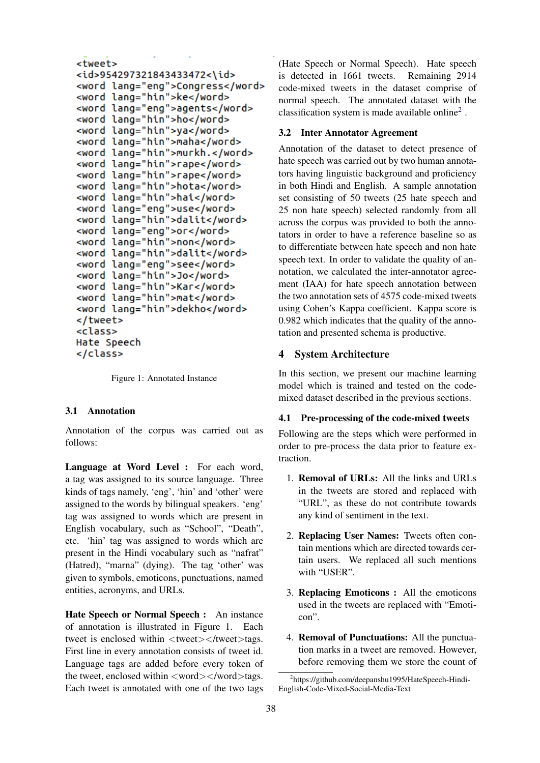```
<tweet>
<id>954297321843433472<\id>
<word lang="eng">Congress</word>
<word lang="hin">ke</word>
<word lang="eng">agents</word>
<word lang="hin">ho</word>
<word lang="hin">ya</word>
<word lang="hin">maha</word>
<word lang="hin">murkh.</word>
<word lang="hin">rape</word>
<word lang="hin">rape</word>
<word lang="hin">hota</word>
<word lang="hin">hai</word>
<word lang="eng">use</word>
<word lang="hin">dalit</word>
<word lang="eng">or</word>
<word lang="hin">non</word>
<word lang="hin">dalit</word>
<word lang="eng">see</word>
<word lang="hin">Jo</word>
<word lang="hin">Kar</word>
<word lang="hin">mat</word>
<word lang="hin">dekho</word>
</tweet>
<class>
Hate Speech
</class>
```

Figure 1: Annotated Instance

### 3.1 Annotation

Annotation of the corpus was carried out as follows:

**Language at Word Level :** For each word, a tag was assigned to its source language. Three kinds of tags namely, 'eng', 'hin' and 'other' were assigned to the words by bilingual speakers. 'eng' tag was assigned to words which are present in English vocabulary, such as "School", "Death", etc. 'hin' tag was assigned to words which are present in the Hindi vocabulary such as "nafrat" (Hatred), "marna" (dying). The tag 'other' was given to symbols, emoticons, punctuations, named entities, acronyms, and URLs.

**Hate Speech or Normal Speech :** An instance of annotation is illustrated in Figure 1. Each tweet is enclosed within <tweet></tweet>tags. First line in every annotation consists of tweet id. Language tags are added before every token of the tweet, enclosed within <word></word>tags. Each tweet is annotated with one of the two tags (Hate Speech or Normal Speech). Hate speech is detected in 1661 tweets. Remaining 2914 code-mixed tweets in the dataset comprise of normal speech. The annotated dataset with the classification system is made available online[2] .

### 3.2 Inter Annotator Agreement

Annotation of the dataset to detect presence of hate speech was carried out by two human annotators having linguistic background and proficiency in both Hindi and English. A sample annotation set consisting of 50 tweets (25 hate speech and 25 non hate speech) selected randomly from all across the corpus was provided to both the annotators in order to have a reference baseline so as to differentiate between hate speech and non hate speech text. In order to validate the quality of annotation, we calculated the inter-annotator agreement (IAA) for hate speech annotation between the two annotation sets of 4575 code-mixed tweets using Cohen's Kappa coefficient. Kappa score is 0.982 which indicates that the quality of the annotation and presented schema is productive.

## 4 System Architecture

In this section, we present our machine learning model which is trained and tested on the code-mixed dataset described in the previous sections.

### 4.1 Pre-processing of the code-mixed tweets

Following are the steps which were performed in order to pre-process the data prior to feature extraction.

1. **Removal of URLs:** All the links and URLs in the tweets are stored and replaced with "URL", as these do not contribute towards any kind of sentiment in the text.
2. **Replacing User Names:** Tweets often contain mentions which are directed towards certain users. We replaced all such mentions with "USER".
3. **Replacing Emoticons :** All the emoticons used in the tweets are replaced with "Emoticon".
4. **Removal of Punctuations:** All the punctuation marks in a tweet are removed. However, before removing them we store the count of

[2]https://github.com/deepanshu1995/HateSpeech-Hindi-English-Code-Mixed-Social-Media-Text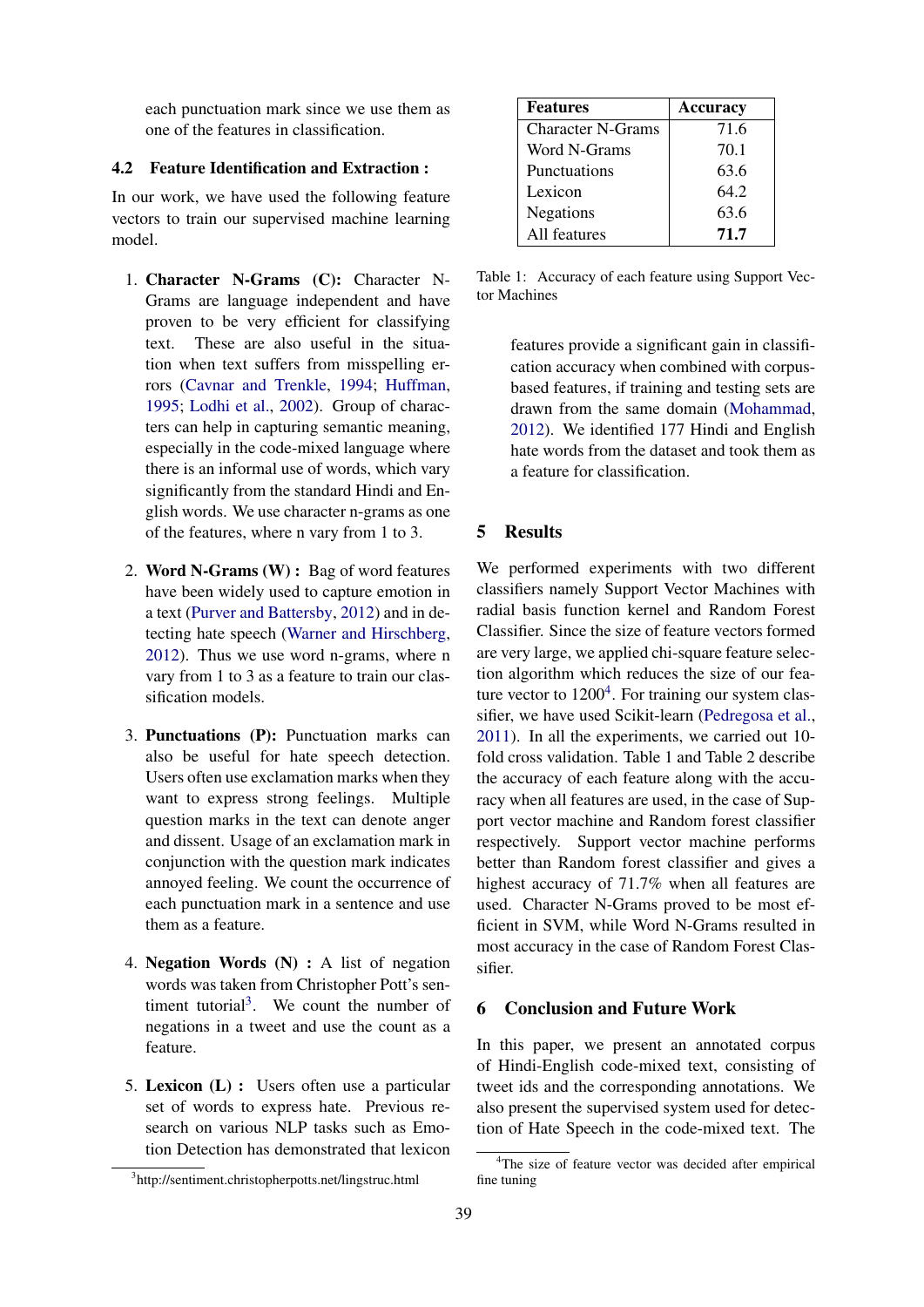each punctuation mark since we use them as one of the features in classification.

### 4.2 Feature Identification and Extraction :

In our work, we have used the following feature vectors to train our supervised machine learning model.

1. **Character N-Grams (C):** Character N-Grams are language independent and have proven to be very efficient for classifying text. These are also useful in the situation when text suffers from misspelling errors (Cavnar and Trenkle, 1994; Huffman, 1995; Lodhi et al., 2002). Group of characters can help in capturing semantic meaning, especially in the code-mixed language where there is an informal use of words, which vary significantly from the standard Hindi and English words. We use character n-grams as one of the features, where n vary from 1 to 3.

2. **Word N-Grams (W) :** Bag of word features have been widely used to capture emotion in a text (Purver and Battersby, 2012) and in detecting hate speech (Warner and Hirschberg, 2012). Thus we use word n-grams, where n vary from 1 to 3 as a feature to train our classification models.

3. **Punctuations (P):** Punctuation marks can also be useful for hate speech detection. Users often use exclamation marks when they want to express strong feelings. Multiple question marks in the text can denote anger and dissent. Usage of an exclamation mark in conjunction with the question mark indicates annoyed feeling. We count the occurrence of each punctuation mark in a sentence and use them as a feature.

4. **Negation Words (N) :** A list of negation words was taken from Christopher Pott's sentiment tutorial[3]. We count the number of negations in a tweet and use the count as a feature.

5. **Lexicon (L) :** Users often use a particular set of words to express hate. Previous research on various NLP tasks such as Emotion Detection has demonstrated that lexicon features provide a significant gain in classification accuracy when combined with corpus-based features, if training and testing sets are drawn from the same domain (Mohammad, 2012). We identified 177 Hindi and English hate words from the dataset and took them as a feature for classification.

[3]http://sentiment.christopherpotts.net/lingstruc.html

| Features | Accuracy |
|---|---|
| Character N-Grams | 71.6 |
| Word N-Grams | 70.1 |
| Punctuations | 63.6 |
| Lexicon | 64.2 |
| Negations | 63.6 |
| All features | **71.7** |

Table 1: Accuracy of each feature using Support Vector Machines

## 5 Results

We performed experiments with two different classifiers namely Support Vector Machines with radial basis function kernel and Random Forest Classifier. Since the size of feature vectors formed are very large, we applied chi-square feature selection algorithm which reduces the size of our feature vector to 1200[4]. For training our system classifier, we have used Scikit-learn (Pedregosa et al., 2011). In all the experiments, we carried out 10-fold cross validation. Table 1 and Table 2 describe the accuracy of each feature along with the accuracy when all features are used, in the case of Support vector machine and Random forest classifier respectively. Support vector machine performs better than Random forest classifier and gives a highest accuracy of 71.7% when all features are used. Character N-Grams proved to be most efficient in SVM, while Word N-Grams resulted in most accuracy in the case of Random Forest Classifier.

## 6 Conclusion and Future Work

In this paper, we present an annotated corpus of Hindi-English code-mixed text, consisting of tweet ids and the corresponding annotations. We also present the supervised system used for detection of Hate Speech in the code-mixed text. The

[4]The size of feature vector was decided after empirical fine tuning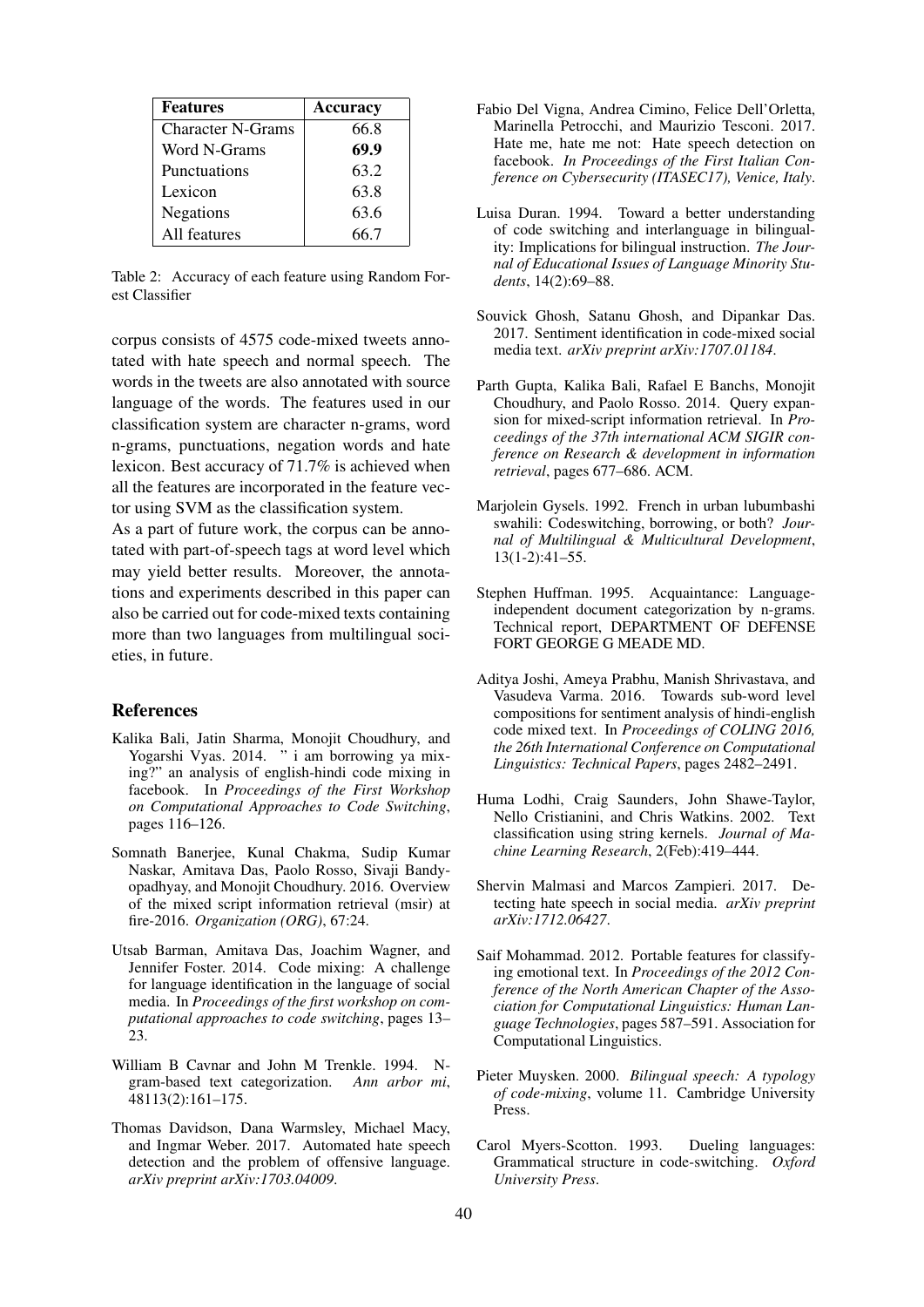| Features | Accuracy |
|---|---|
| Character N-Grams | 66.8 |
| Word N-Grams | **69.9** |
| Punctuations | 63.2 |
| Lexicon | 63.8 |
| Negations | 63.6 |
| All features | 66.7 |

Table 2: Accuracy of each feature using Random Forest Classifier

corpus consists of 4575 code-mixed tweets annotated with hate speech and normal speech. The words in the tweets are also annotated with source language of the words. The features used in our classification system are character n-grams, word n-grams, punctuations, negation words and hate lexicon. Best accuracy of 71.7% is achieved when all the features are incorporated in the feature vector using SVM as the classification system.

As a part of future work, the corpus can be annotated with part-of-speech tags at word level which may yield better results. Moreover, the annotations and experiments described in this paper can also be carried out for code-mixed texts containing more than two languages from multilingual societies, in future.

## References

Kalika Bali, Jatin Sharma, Monojit Choudhury, and Yogarshi Vyas. 2014. " i am borrowing ya mixing?" an analysis of english-hindi code mixing in facebook. In *Proceedings of the First Workshop on Computational Approaches to Code Switching*, pages 116–126.

Somnath Banerjee, Kunal Chakma, Sudip Kumar Naskar, Amitava Das, Paolo Rosso, Sivaji Bandyopadhyay, and Monojit Choudhury. 2016. Overview of the mixed script information retrieval (msir) at fire-2016. *Organization (ORG)*, 67:24.

Utsab Barman, Amitava Das, Joachim Wagner, and Jennifer Foster. 2014. Code mixing: A challenge for language identification in the language of social media. In *Proceedings of the first workshop on computational approaches to code switching*, pages 13–23.

William B Cavnar and John M Trenkle. 1994. N-gram-based text categorization. *Ann arbor mi*, 48113(2):161–175.

Thomas Davidson, Dana Warmsley, Michael Macy, and Ingmar Weber. 2017. Automated hate speech detection and the problem of offensive language. *arXiv preprint arXiv:1703.04009*.

Fabio Del Vigna, Andrea Cimino, Felice Dell'Orletta, Marinella Petrocchi, and Maurizio Tesconi. 2017. Hate me, hate me not: Hate speech detection on facebook. *In Proceedings of the First Italian Conference on Cybersecurity (ITASEC17), Venice, Italy*.

Luisa Duran. 1994. Toward a better understanding of code switching and interlanguage in bilinguality: Implications for bilingual instruction. *The Journal of Educational Issues of Language Minority Students*, 14(2):69–88.

Souvick Ghosh, Satanu Ghosh, and Dipankar Das. 2017. Sentiment identification in code-mixed social media text. *arXiv preprint arXiv:1707.01184*.

Parth Gupta, Kalika Bali, Rafael E Banchs, Monojit Choudhury, and Paolo Rosso. 2014. Query expansion for mixed-script information retrieval. In *Proceedings of the 37th international ACM SIGIR conference on Research & development in information retrieval*, pages 677–686. ACM.

Marjolein Gysels. 1992. French in urban lubumbashi swahili: Codeswitching, borrowing, or both? *Journal of Multilingual & Multicultural Development*, 13(1-2):41–55.

Stephen Huffman. 1995. Acquaintance: Language-independent document categorization by n-grams. Technical report, DEPARTMENT OF DEFENSE FORT GEORGE G MEADE MD.

Aditya Joshi, Ameya Prabhu, Manish Shrivastava, and Vasudeva Varma. 2016. Towards sub-word level compositions for sentiment analysis of hindi-english code mixed text. In *Proceedings of COLING 2016, the 26th International Conference on Computational Linguistics: Technical Papers*, pages 2482–2491.

Huma Lodhi, Craig Saunders, John Shawe-Taylor, Nello Cristianini, and Chris Watkins. 2002. Text classification using string kernels. *Journal of Machine Learning Research*, 2(Feb):419–444.

Shervin Malmasi and Marcos Zampieri. 2017. Detecting hate speech in social media. *arXiv preprint arXiv:1712.06427*.

Saif Mohammad. 2012. Portable features for classifying emotional text. In *Proceedings of the 2012 Conference of the North American Chapter of the Association for Computational Linguistics: Human Language Technologies*, pages 587–591. Association for Computational Linguistics.

Pieter Muysken. 2000. *Bilingual speech: A typology of code-mixing*, volume 11. Cambridge University Press.

Carol Myers-Scotton. 1993. Dueling languages: Grammatical structure in code-switching. *Oxford University Press*.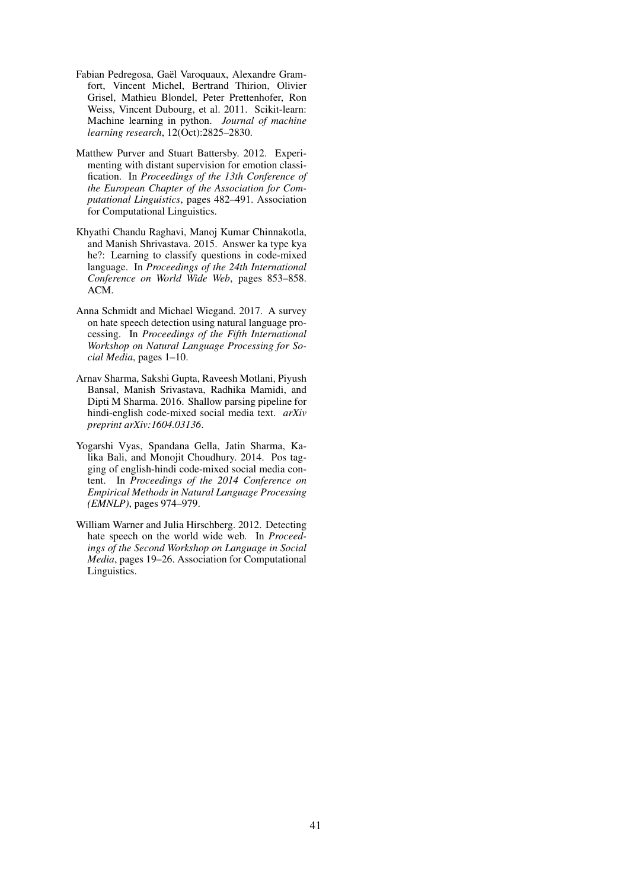Fabian Pedregosa, Gaël Varoquaux, Alexandre Gramfort, Vincent Michel, Bertrand Thirion, Olivier Grisel, Mathieu Blondel, Peter Prettenhofer, Ron Weiss, Vincent Dubourg, et al. 2011. Scikit-learn: Machine learning in python. *Journal of machine learning research*, 12(Oct):2825–2830.

Matthew Purver and Stuart Battersby. 2012. Experimenting with distant supervision for emotion classification. In *Proceedings of the 13th Conference of the European Chapter of the Association for Computational Linguistics*, pages 482–491. Association for Computational Linguistics.

Khyathi Chandu Raghavi, Manoj Kumar Chinnakotla, and Manish Shrivastava. 2015. Answer ka type kya he?: Learning to classify questions in code-mixed language. In *Proceedings of the 24th International Conference on World Wide Web*, pages 853–858. ACM.

Anna Schmidt and Michael Wiegand. 2017. A survey on hate speech detection using natural language processing. In *Proceedings of the Fifth International Workshop on Natural Language Processing for Social Media*, pages 1–10.

Arnav Sharma, Sakshi Gupta, Raveesh Motlani, Piyush Bansal, Manish Srivastava, Radhika Mamidi, and Dipti M Sharma. 2016. Shallow parsing pipeline for hindi-english code-mixed social media text. *arXiv preprint arXiv:1604.03136*.

Yogarshi Vyas, Spandana Gella, Jatin Sharma, Kalika Bali, and Monojit Choudhury. 2014. Pos tagging of english-hindi code-mixed social media content. In *Proceedings of the 2014 Conference on Empirical Methods in Natural Language Processing (EMNLP)*, pages 974–979.

William Warner and Julia Hirschberg. 2012. Detecting hate speech on the world wide web. In *Proceedings of the Second Workshop on Language in Social Media*, pages 19–26. Association for Computational Linguistics.